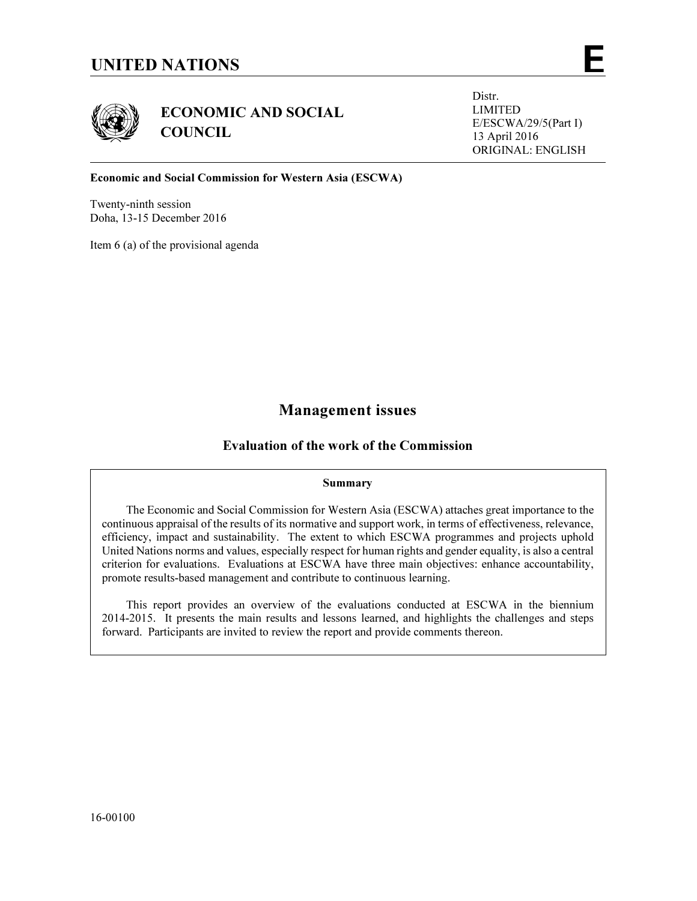# UNITED NATIONS

**E**

## ECONOMIC AND SOCIAL COUNCIL

Distr.
LIMITED
E/ESCWA/29/5(Part I)
13 April 2016
ORIGINAL: ENGLISH

**Economic and Social Commission for Western Asia (ESCWA)**

Twenty-ninth session
Doha, 13-15 December 2016

Item 6 (a) of the provisional agenda

# Management issues

## Evaluation of the work of the Commission

**Summary**

The Economic and Social Commission for Western Asia (ESCWA) attaches great importance to the continuous appraisal of the results of its normative and support work, in terms of effectiveness, relevance, efficiency, impact and sustainability. The extent to which ESCWA programmes and projects uphold United Nations norms and values, especially respect for human rights and gender equality, is also a central criterion for evaluations. Evaluations at ESCWA have three main objectives: enhance accountability, promote results-based management and contribute to continuous learning.

This report provides an overview of the evaluations conducted at ESCWA in the biennium 2014-2015. It presents the main results and lessons learned, and highlights the challenges and steps forward. Participants are invited to review the report and provide comments thereon.

16-00100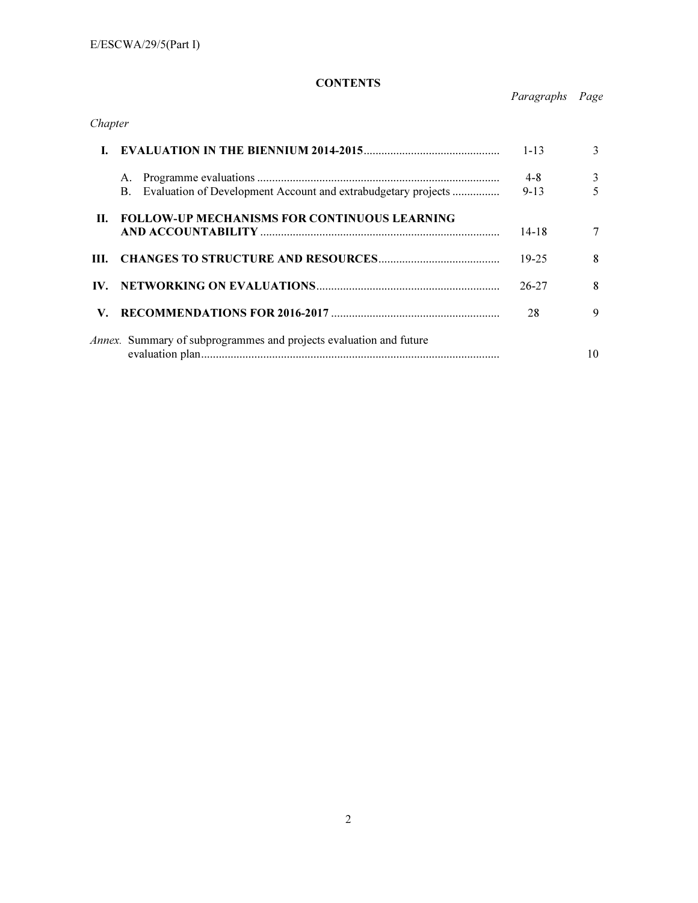**CONTENTS**

| *Chapter* | | *Paragraphs* | *Page* |
|---|---|---|---|
| **I.** | **EVALUATION IN THE BIENNIUM 2014-2015** | 1-13 | 3 |
| | A. Programme evaluations | 4-8 | 3 |
| | B. Evaluation of Development Account and extrabudgetary projects | 9-13 | 5 |
| **II.** | **FOLLOW-UP MECHANISMS FOR CONTINUOUS LEARNING AND ACCOUNTABILITY** | 14-18 | 7 |
| **III.** | **CHANGES TO STRUCTURE AND RESOURCES** | 19-25 | 8 |
| **IV.** | **NETWORKING ON EVALUATIONS** | 26-27 | 8 |
| **V.** | **RECOMMENDATIONS FOR 2016-2017** | 28 | 9 |
| *Annex.* | Summary of subprogrammes and projects evaluation and future evaluation plan | | 10 |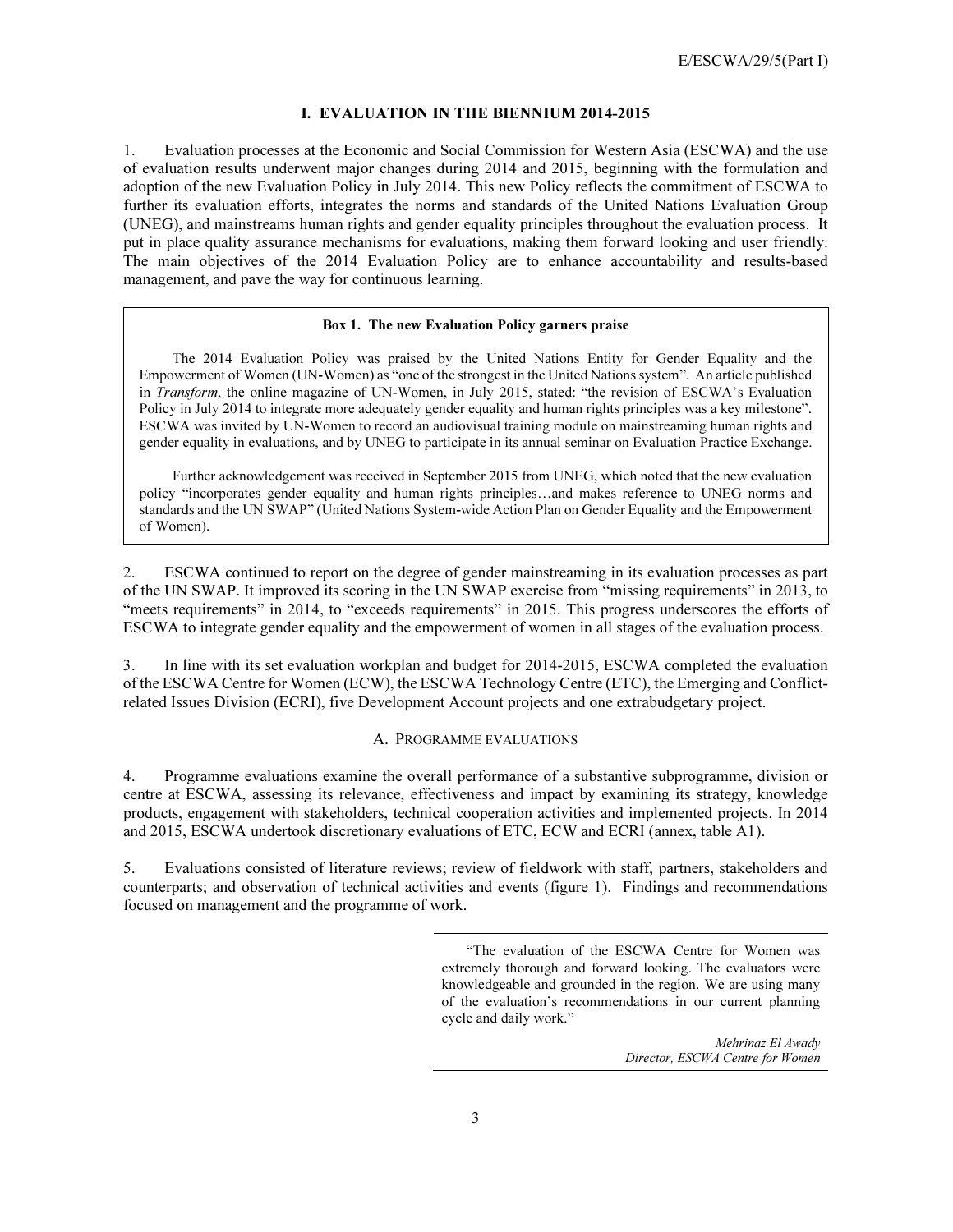# I. EVALUATION IN THE BIENNIUM 2014-2015

1. Evaluation processes at the Economic and Social Commission for Western Asia (ESCWA) and the use of evaluation results underwent major changes during 2014 and 2015, beginning with the formulation and adoption of the new Evaluation Policy in July 2014. This new Policy reflects the commitment of ESCWA to further its evaluation efforts, integrates the norms and standards of the United Nations Evaluation Group (UNEG), and mainstreams human rights and gender equality principles throughout the evaluation process. It put in place quality assurance mechanisms for evaluations, making them forward looking and user friendly. The main objectives of the 2014 Evaluation Policy are to enhance accountability and results-based management, and pave the way for continuous learning.

> **Box 1. The new Evaluation Policy garners praise**
>
> The 2014 Evaluation Policy was praised by the United Nations Entity for Gender Equality and the Empowerment of Women (UN-Women) as "one of the strongest in the United Nations system". An article published in *Transform*, the online magazine of UN-Women, in July 2015, stated: "the revision of ESCWA's Evaluation Policy in July 2014 to integrate more adequately gender equality and human rights principles was a key milestone". ESCWA was invited by UN-Women to record an audiovisual training module on mainstreaming human rights and gender equality in evaluations, and by UNEG to participate in its annual seminar on Evaluation Practice Exchange.
>
> Further acknowledgement was received in September 2015 from UNEG, which noted that the new evaluation policy "incorporates gender equality and human rights principles…and makes reference to UNEG norms and standards and the UN SWAP" (United Nations System-wide Action Plan on Gender Equality and the Empowerment of Women).

2. ESCWA continued to report on the degree of gender mainstreaming in its evaluation processes as part of the UN SWAP. It improved its scoring in the UN SWAP exercise from "missing requirements" in 2013, to "meets requirements" in 2014, to "exceeds requirements" in 2015. This progress underscores the efforts of ESCWA to integrate gender equality and the empowerment of women in all stages of the evaluation process.

3. In line with its set evaluation workplan and budget for 2014-2015, ESCWA completed the evaluation of the ESCWA Centre for Women (ECW), the ESCWA Technology Centre (ETC), the Emerging and Conflict-related Issues Division (ECRI), five Development Account projects and one extrabudgetary project.

## A. Programme evaluations

4. Programme evaluations examine the overall performance of a substantive subprogramme, division or centre at ESCWA, assessing its relevance, effectiveness and impact by examining its strategy, knowledge products, engagement with stakeholders, technical cooperation activities and implemented projects. In 2014 and 2015, ESCWA undertook discretionary evaluations of ETC, ECW and ECRI (annex, table A1).

5. Evaluations consisted of literature reviews; review of fieldwork with staff, partners, stakeholders and counterparts; and observation of technical activities and events (figure 1). Findings and recommendations focused on management and the programme of work.

> "The evaluation of the ESCWA Centre for Women was extremely thorough and forward looking. The evaluators were knowledgeable and grounded in the region. We are using many of the evaluation's recommendations in our current planning cycle and daily work."
>
> *Mehrinaz El Awady*
> *Director, ESCWA Centre for Women*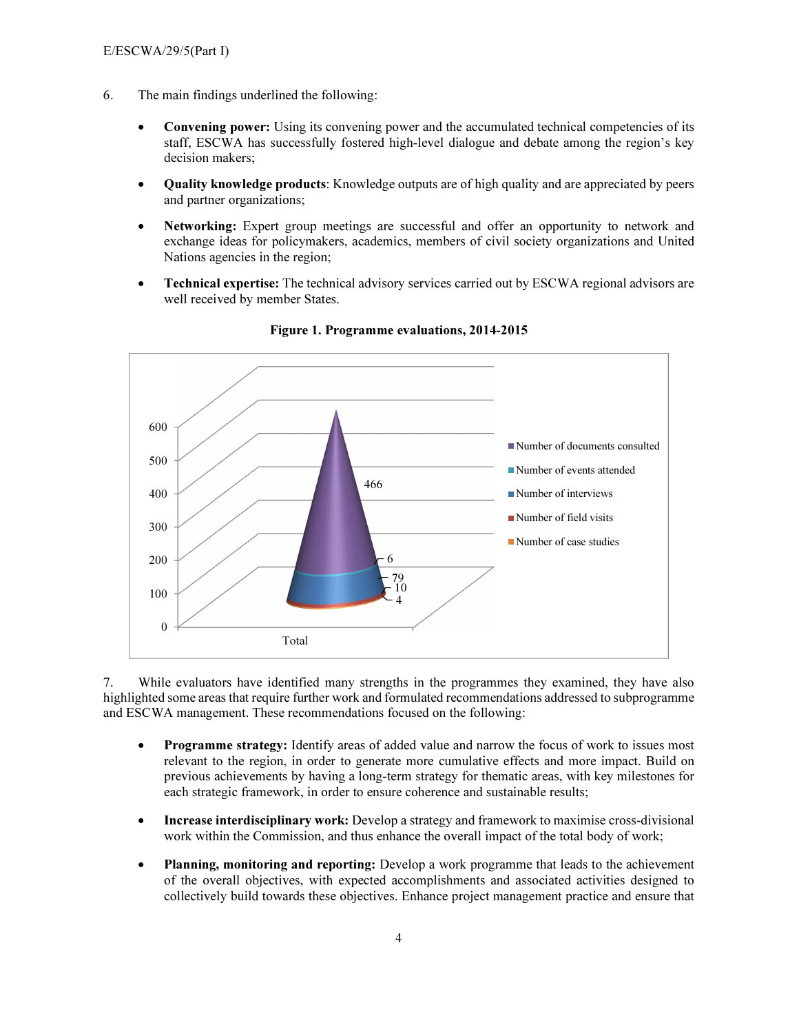6. The main findings underlined the following:

- **Convening power:** Using its convening power and the accumulated technical competencies of its staff, ESCWA has successfully fostered high-level dialogue and debate among the region's key decision makers;

- **Quality knowledge products**: Knowledge outputs are of high quality and are appreciated by peers and partner organizations;

- **Networking:** Expert group meetings are successful and offer an opportunity to network and exchange ideas for policymakers, academics, members of civil society organizations and United Nations agencies in the region;

- **Technical expertise:** The technical advisory services carried out by ESCWA regional advisors are well received by member States.

**Figure 1. Programme evaluations, 2014-2015**

| Category | Total |
|---|---|
| Number of documents consulted | 466 |
| Number of events attended | 6 |
| Number of interviews | 79 |
| Number of field visits | 10 |
| Number of case studies | 4 |

7. While evaluators have identified many strengths in the programmes they examined, they have also highlighted some areas that require further work and formulated recommendations addressed to subprogramme and ESCWA management. These recommendations focused on the following:

- **Programme strategy:** Identify areas of added value and narrow the focus of work to issues most relevant to the region, in order to generate more cumulative effects and more impact. Build on previous achievements by having a long-term strategy for thematic areas, with key milestones for each strategic framework, in order to ensure coherence and sustainable results;

- **Increase interdisciplinary work:** Develop a strategy and framework to maximise cross-divisional work within the Commission, and thus enhance the overall impact of the total body of work;

- **Planning, monitoring and reporting:** Develop a work programme that leads to the achievement of the overall objectives, with expected accomplishments and associated activities designed to collectively build towards these objectives. Enhance project management practice and ensure that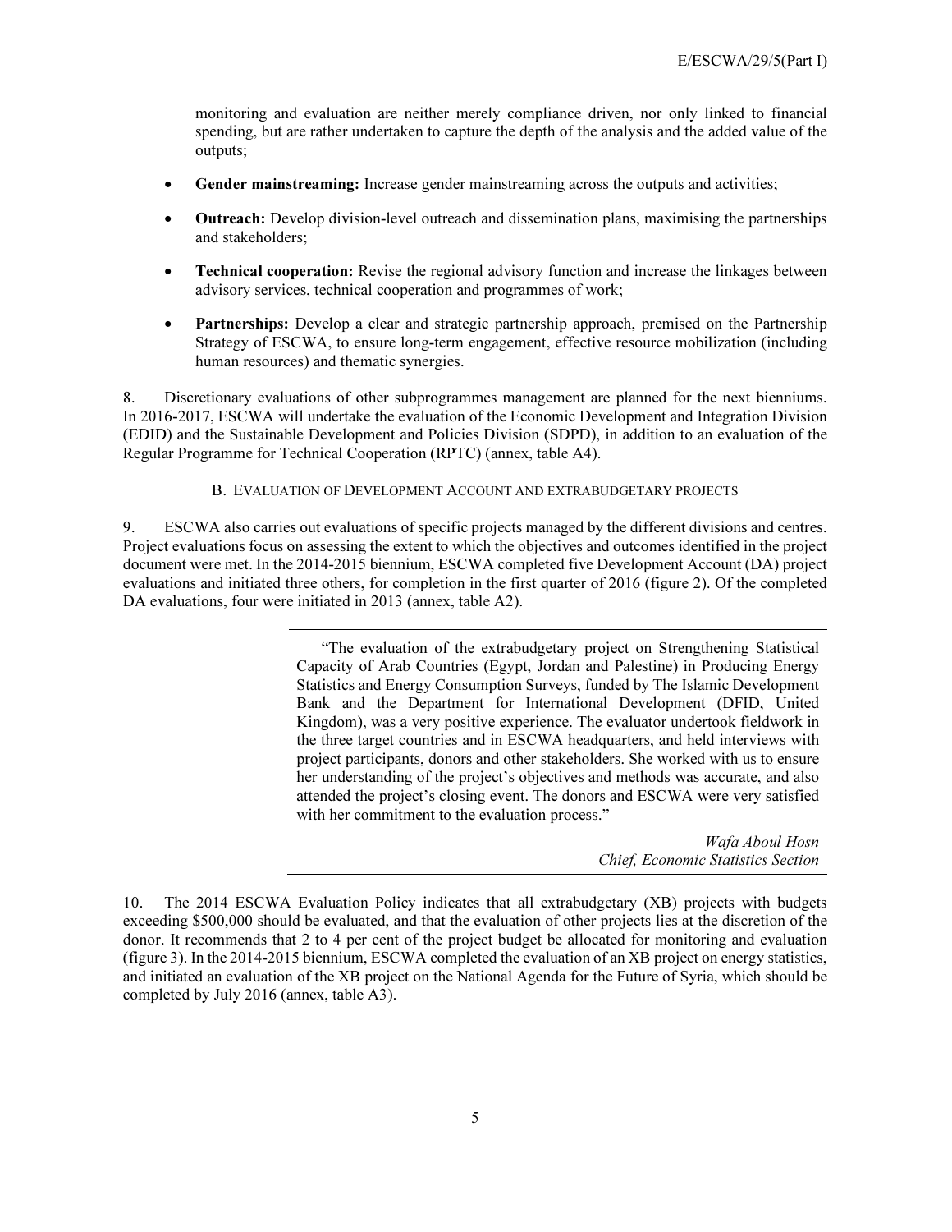monitoring and evaluation are neither merely compliance driven, nor only linked to financial spending, but are rather undertaken to capture the depth of the analysis and the added value of the outputs;

- **Gender mainstreaming:** Increase gender mainstreaming across the outputs and activities;

- **Outreach:** Develop division-level outreach and dissemination plans, maximising the partnerships and stakeholders;

- **Technical cooperation:** Revise the regional advisory function and increase the linkages between advisory services, technical cooperation and programmes of work;

- **Partnerships:** Develop a clear and strategic partnership approach, premised on the Partnership Strategy of ESCWA, to ensure long-term engagement, effective resource mobilization (including human resources) and thematic synergies.

8. Discretionary evaluations of other subprogrammes management are planned for the next bienniums. In 2016-2017, ESCWA will undertake the evaluation of the Economic Development and Integration Division (EDID) and the Sustainable Development and Policies Division (SDPD), in addition to an evaluation of the Regular Programme for Technical Cooperation (RPTC) (annex, table A4).

## B. Evaluation of Development Account and extrabudgetary projects

9. ESCWA also carries out evaluations of specific projects managed by the different divisions and centres. Project evaluations focus on assessing the extent to which the objectives and outcomes identified in the project document were met. In the 2014-2015 biennium, ESCWA completed five Development Account (DA) project evaluations and initiated three others, for completion in the first quarter of 2016 (figure 2). Of the completed DA evaluations, four were initiated in 2013 (annex, table A2).

> "The evaluation of the extrabudgetary project on Strengthening Statistical Capacity of Arab Countries (Egypt, Jordan and Palestine) in Producing Energy Statistics and Energy Consumption Surveys, funded by The Islamic Development Bank and the Department for International Development (DFID, United Kingdom), was a very positive experience. The evaluator undertook fieldwork in the three target countries and in ESCWA headquarters, and held interviews with project participants, donors and other stakeholders. She worked with us to ensure her understanding of the project's objectives and methods was accurate, and also attended the project's closing event. The donors and ESCWA were very satisfied with her commitment to the evaluation process."
>
> *Wafa Aboul Hosn*
> *Chief, Economic Statistics Section*

10. The 2014 ESCWA Evaluation Policy indicates that all extrabudgetary (XB) projects with budgets exceeding $500,000 should be evaluated, and that the evaluation of other projects lies at the discretion of the donor. It recommends that 2 to 4 per cent of the project budget be allocated for monitoring and evaluation (figure 3). In the 2014-2015 biennium, ESCWA completed the evaluation of an XB project on energy statistics, and initiated an evaluation of the XB project on the National Agenda for the Future of Syria, which should be completed by July 2016 (annex, table A3).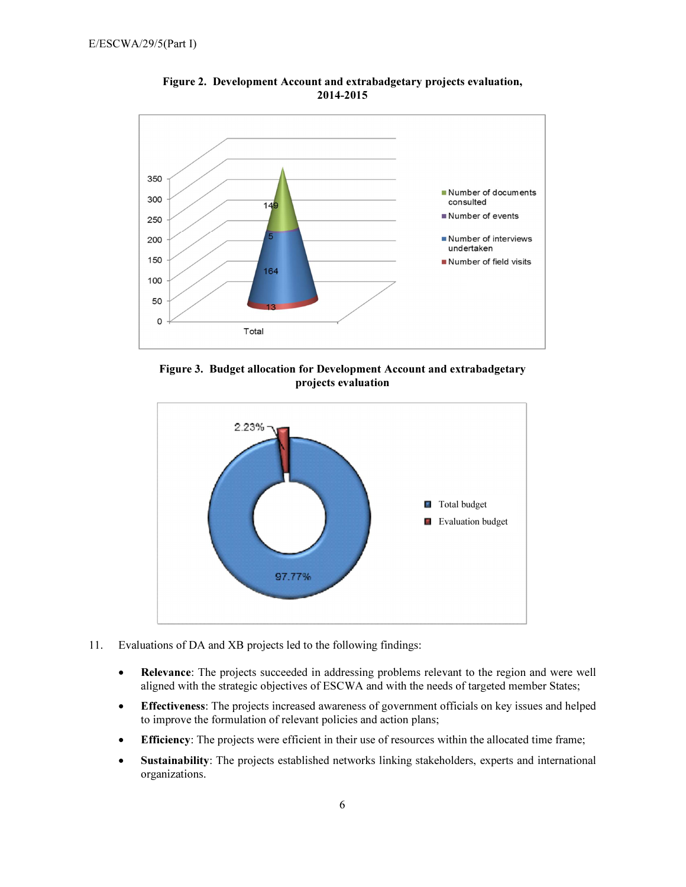**Figure 2. Development Account and extrabadgetary projects evaluation, 2014-2015**

| | Total |
|---|---|
| Number of field visits | 13 |
| Number of interviews undertaken | 164 |
| Number of events | 5 |
| Number of documents consulted | 149 |

**Figure 3. Budget allocation for Development Account and extrabadgetary projects evaluation**

| | Share |
|---|---|
| Total budget | 97.77% |
| Evaluation budget | 2.23% |

11. Evaluations of DA and XB projects led to the following findings:

- **Relevance**: The projects succeeded in addressing problems relevant to the region and were well aligned with the strategic objectives of ESCWA and with the needs of targeted member States;
- **Effectiveness**: The projects increased awareness of government officials on key issues and helped to improve the formulation of relevant policies and action plans;
- **Efficiency**: The projects were efficient in their use of resources within the allocated time frame;
- **Sustainability**: The projects established networks linking stakeholders, experts and international organizations.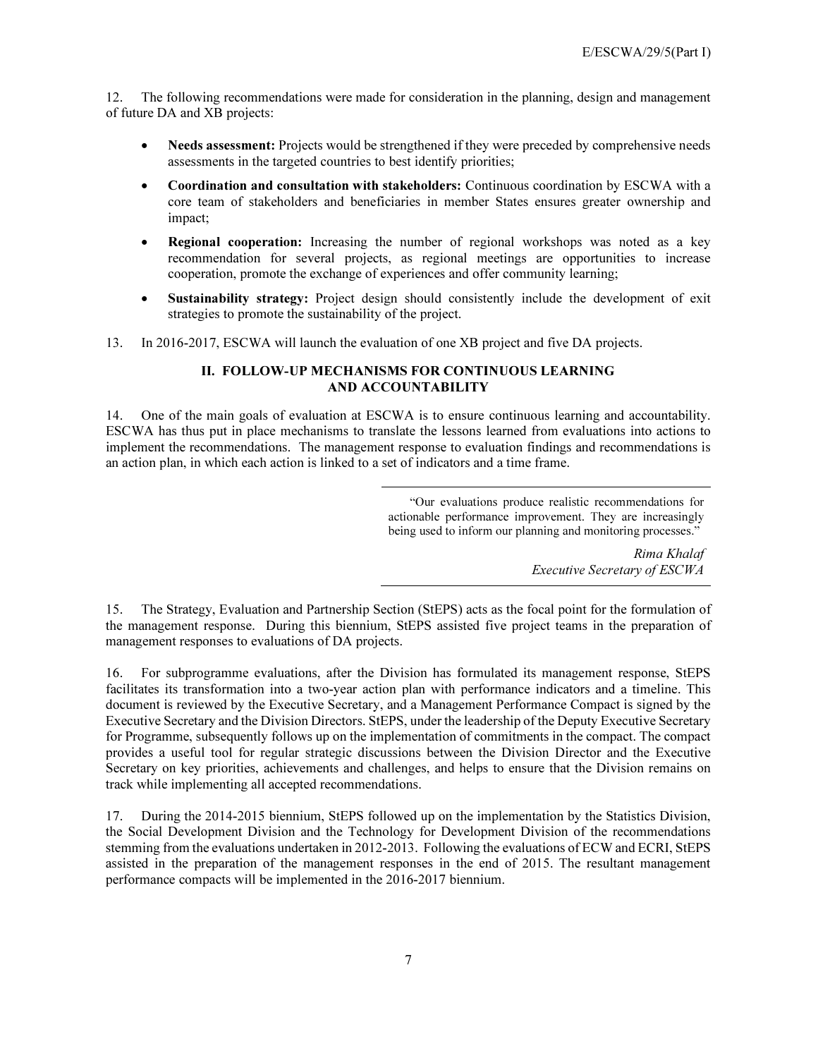12. The following recommendations were made for consideration in the planning, design and management of future DA and XB projects:

- **Needs assessment:** Projects would be strengthened if they were preceded by comprehensive needs assessments in the targeted countries to best identify priorities;
- **Coordination and consultation with stakeholders:** Continuous coordination by ESCWA with a core team of stakeholders and beneficiaries in member States ensures greater ownership and impact;
- **Regional cooperation:** Increasing the number of regional workshops was noted as a key recommendation for several projects, as regional meetings are opportunities to increase cooperation, promote the exchange of experiences and offer community learning;
- **Sustainability strategy:** Project design should consistently include the development of exit strategies to promote the sustainability of the project.

13. In 2016-2017, ESCWA will launch the evaluation of one XB project and five DA projects.

## II. FOLLOW-UP MECHANISMS FOR CONTINUOUS LEARNING AND ACCOUNTABILITY

14. One of the main goals of evaluation at ESCWA is to ensure continuous learning and accountability. ESCWA has thus put in place mechanisms to translate the lessons learned from evaluations into actions to implement the recommendations. The management response to evaluation findings and recommendations is an action plan, in which each action is linked to a set of indicators and a time frame.

> "Our evaluations produce realistic recommendations for actionable performance improvement. They are increasingly being used to inform our planning and monitoring processes."
>
> *Rima Khalaf*
> *Executive Secretary of ESCWA*

15. The Strategy, Evaluation and Partnership Section (StEPS) acts as the focal point for the formulation of the management response. During this biennium, StEPS assisted five project teams in the preparation of management responses to evaluations of DA projects.

16. For subprogramme evaluations, after the Division has formulated its management response, StEPS facilitates its transformation into a two-year action plan with performance indicators and a timeline. This document is reviewed by the Executive Secretary, and a Management Performance Compact is signed by the Executive Secretary and the Division Directors. StEPS, under the leadership of the Deputy Executive Secretary for Programme, subsequently follows up on the implementation of commitments in the compact. The compact provides a useful tool for regular strategic discussions between the Division Director and the Executive Secretary on key priorities, achievements and challenges, and helps to ensure that the Division remains on track while implementing all accepted recommendations.

17. During the 2014-2015 biennium, StEPS followed up on the implementation by the Statistics Division, the Social Development Division and the Technology for Development Division of the recommendations stemming from the evaluations undertaken in 2012-2013. Following the evaluations of ECW and ECRI, StEPS assisted in the preparation of the management responses in the end of 2015. The resultant management performance compacts will be implemented in the 2016-2017 biennium.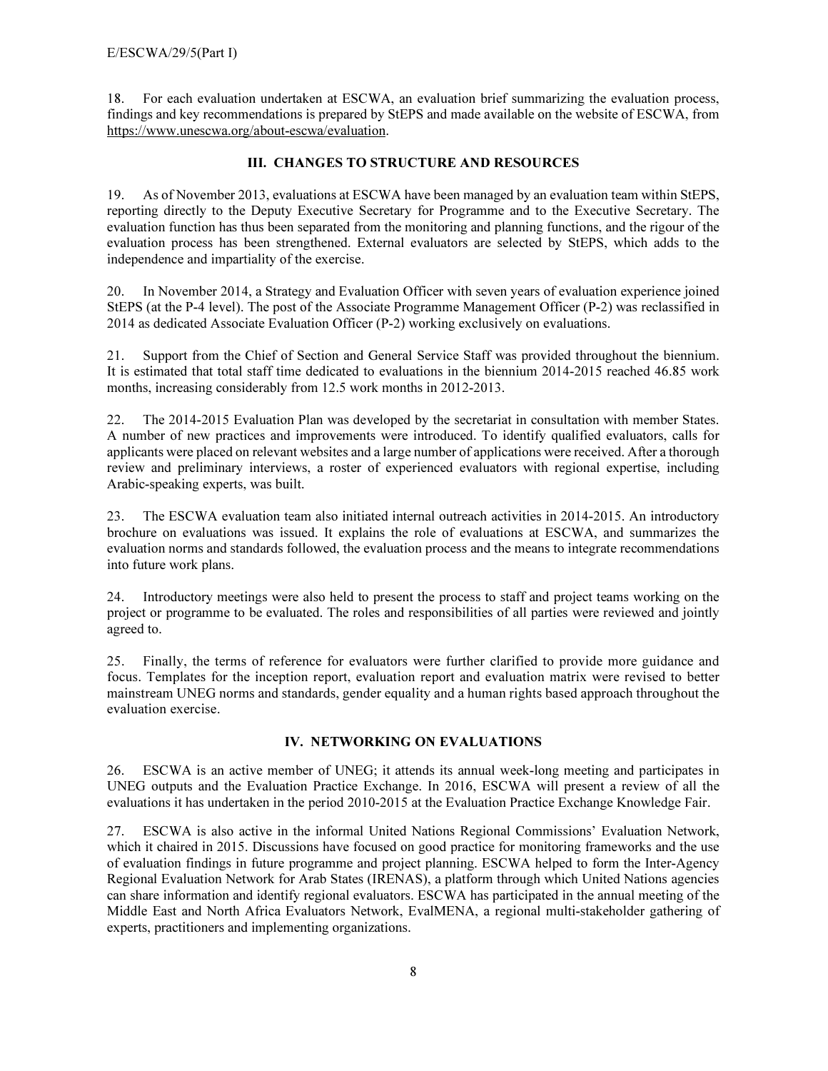18. For each evaluation undertaken at ESCWA, an evaluation brief summarizing the evaluation process, findings and key recommendations is prepared by StEPS and made available on the website of ESCWA, from https://www.unescwa.org/about-escwa/evaluation.

## III. CHANGES TO STRUCTURE AND RESOURCES

19. As of November 2013, evaluations at ESCWA have been managed by an evaluation team within StEPS, reporting directly to the Deputy Executive Secretary for Programme and to the Executive Secretary. The evaluation function has thus been separated from the monitoring and planning functions, and the rigour of the evaluation process has been strengthened. External evaluators are selected by StEPS, which adds to the independence and impartiality of the exercise.

20. In November 2014, a Strategy and Evaluation Officer with seven years of evaluation experience joined StEPS (at the P-4 level). The post of the Associate Programme Management Officer (P-2) was reclassified in 2014 as dedicated Associate Evaluation Officer (P-2) working exclusively on evaluations.

21. Support from the Chief of Section and General Service Staff was provided throughout the biennium. It is estimated that total staff time dedicated to evaluations in the biennium 2014-2015 reached 46.85 work months, increasing considerably from 12.5 work months in 2012-2013.

22. The 2014-2015 Evaluation Plan was developed by the secretariat in consultation with member States. A number of new practices and improvements were introduced. To identify qualified evaluators, calls for applicants were placed on relevant websites and a large number of applications were received. After a thorough review and preliminary interviews, a roster of experienced evaluators with regional expertise, including Arabic-speaking experts, was built.

23. The ESCWA evaluation team also initiated internal outreach activities in 2014-2015. An introductory brochure on evaluations was issued. It explains the role of evaluations at ESCWA, and summarizes the evaluation norms and standards followed, the evaluation process and the means to integrate recommendations into future work plans.

24. Introductory meetings were also held to present the process to staff and project teams working on the project or programme to be evaluated. The roles and responsibilities of all parties were reviewed and jointly agreed to.

25. Finally, the terms of reference for evaluators were further clarified to provide more guidance and focus. Templates for the inception report, evaluation report and evaluation matrix were revised to better mainstream UNEG norms and standards, gender equality and a human rights based approach throughout the evaluation exercise.

## IV. NETWORKING ON EVALUATIONS

26. ESCWA is an active member of UNEG; it attends its annual week-long meeting and participates in UNEG outputs and the Evaluation Practice Exchange. In 2016, ESCWA will present a review of all the evaluations it has undertaken in the period 2010-2015 at the Evaluation Practice Exchange Knowledge Fair.

27. ESCWA is also active in the informal United Nations Regional Commissions' Evaluation Network, which it chaired in 2015. Discussions have focused on good practice for monitoring frameworks and the use of evaluation findings in future programme and project planning. ESCWA helped to form the Inter-Agency Regional Evaluation Network for Arab States (IRENAS), a platform through which United Nations agencies can share information and identify regional evaluators. ESCWA has participated in the annual meeting of the Middle East and North Africa Evaluators Network, EvalMENA, a regional multi-stakeholder gathering of experts, practitioners and implementing organizations.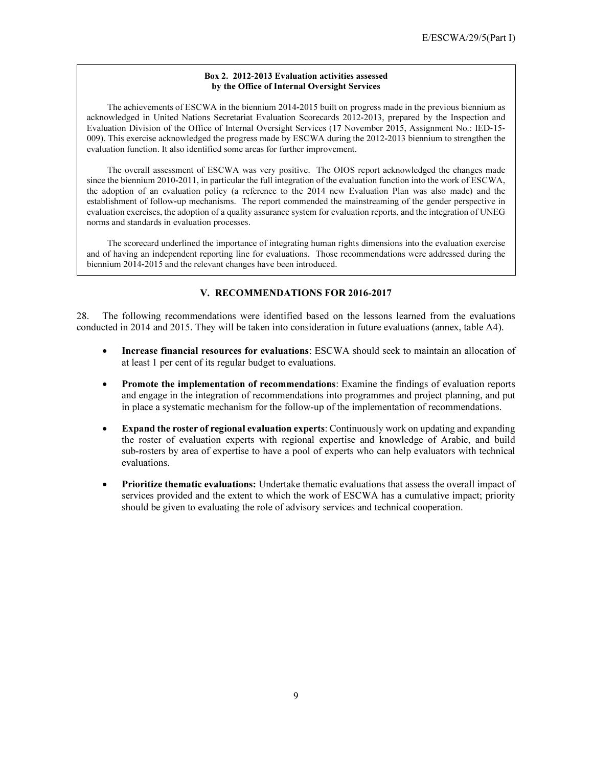**Box 2. 2012-2013 Evaluation activities assessed by the Office of Internal Oversight Services**

The achievements of ESCWA in the biennium 2014-2015 built on progress made in the previous biennium as acknowledged in United Nations Secretariat Evaluation Scorecards 2012-2013, prepared by the Inspection and Evaluation Division of the Office of Internal Oversight Services (17 November 2015, Assignment No.: IED-15-009). This exercise acknowledged the progress made by ESCWA during the 2012-2013 biennium to strengthen the evaluation function. It also identified some areas for further improvement.

The overall assessment of ESCWA was very positive. The OIOS report acknowledged the changes made since the biennium 2010-2011, in particular the full integration of the evaluation function into the work of ESCWA, the adoption of an evaluation policy (a reference to the 2014 new Evaluation Plan was also made) and the establishment of follow-up mechanisms. The report commended the mainstreaming of the gender perspective in evaluation exercises, the adoption of a quality assurance system for evaluation reports, and the integration of UNEG norms and standards in evaluation processes.

The scorecard underlined the importance of integrating human rights dimensions into the evaluation exercise and of having an independent reporting line for evaluations. Those recommendations were addressed during the biennium 2014-2015 and the relevant changes have been introduced.

## V. RECOMMENDATIONS FOR 2016-2017

28. The following recommendations were identified based on the lessons learned from the evaluations conducted in 2014 and 2015. They will be taken into consideration in future evaluations (annex, table A4).

- **Increase financial resources for evaluations**: ESCWA should seek to maintain an allocation of at least 1 per cent of its regular budget to evaluations.

- **Promote the implementation of recommendations**: Examine the findings of evaluation reports and engage in the integration of recommendations into programmes and project planning, and put in place a systematic mechanism for the follow-up of the implementation of recommendations.

- **Expand the roster of regional evaluation experts**: Continuously work on updating and expanding the roster of evaluation experts with regional expertise and knowledge of Arabic, and build sub-rosters by area of expertise to have a pool of experts who can help evaluators with technical evaluations.

- **Prioritize thematic evaluations:** Undertake thematic evaluations that assess the overall impact of services provided and the extent to which the work of ESCWA has a cumulative impact; priority should be given to evaluating the role of advisory services and technical cooperation.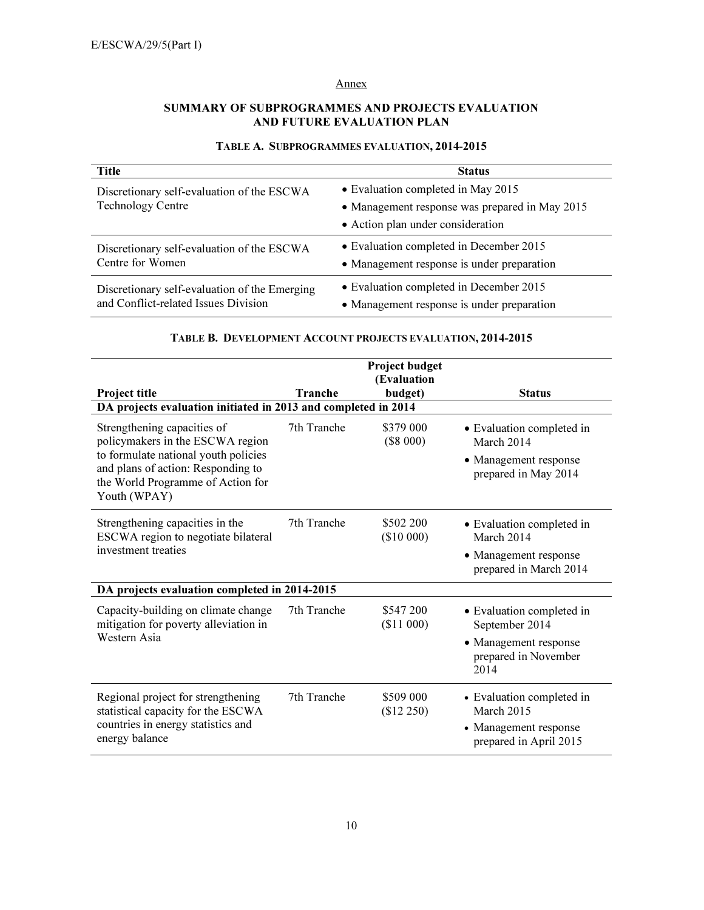Annex

## SUMMARY OF SUBPROGRAMMES AND PROJECTS EVALUATION AND FUTURE EVALUATION PLAN

### TABLE A. SUBPROGRAMMES EVALUATION, 2014-2015

| Title | Status |
|---|---|
| Discretionary self-evaluation of the ESCWA Technology Centre | • Evaluation completed in May 2015<br>• Management response was prepared in May 2015<br>• Action plan under consideration |
| Discretionary self-evaluation of the ESCWA Centre for Women | • Evaluation completed in December 2015<br>• Management response is under preparation |
| Discretionary self-evaluation of the Emerging and Conflict-related Issues Division | • Evaluation completed in December 2015<br>• Management response is under preparation |

### TABLE B. DEVELOPMENT ACCOUNT PROJECTS EVALUATION, 2014-2015

| Project title | Tranche | Project budget (Evaluation budget) | Status |
|---|---|---|---|
| **DA projects evaluation initiated in 2013 and completed in 2014** | | | |
| Strengthening capacities of policymakers in the ESCWA region to formulate national youth policies and plans of action: Responding to the World Programme of Action for Youth (WPAY) | 7th Tranche | \$379 000 (\$8 000) | • Evaluation completed in March 2014<br>• Management response prepared in May 2014 |
| Strengthening capacities in the ESCWA region to negotiate bilateral investment treaties | 7th Tranche | \$502 200 (\$10 000) | • Evaluation completed in March 2014<br>• Management response prepared in March 2014 |
| **DA projects evaluation completed in 2014-2015** | | | |
| Capacity-building on climate change mitigation for poverty alleviation in Western Asia | 7th Tranche | \$547 200 (\$11 000) | • Evaluation completed in September 2014<br>• Management response prepared in November 2014 |
| Regional project for strengthening statistical capacity for the ESCWA countries in energy statistics and energy balance | 7th Tranche | \$509 000 (\$12 250) | • Evaluation completed in March 2015<br>• Management response prepared in April 2015 |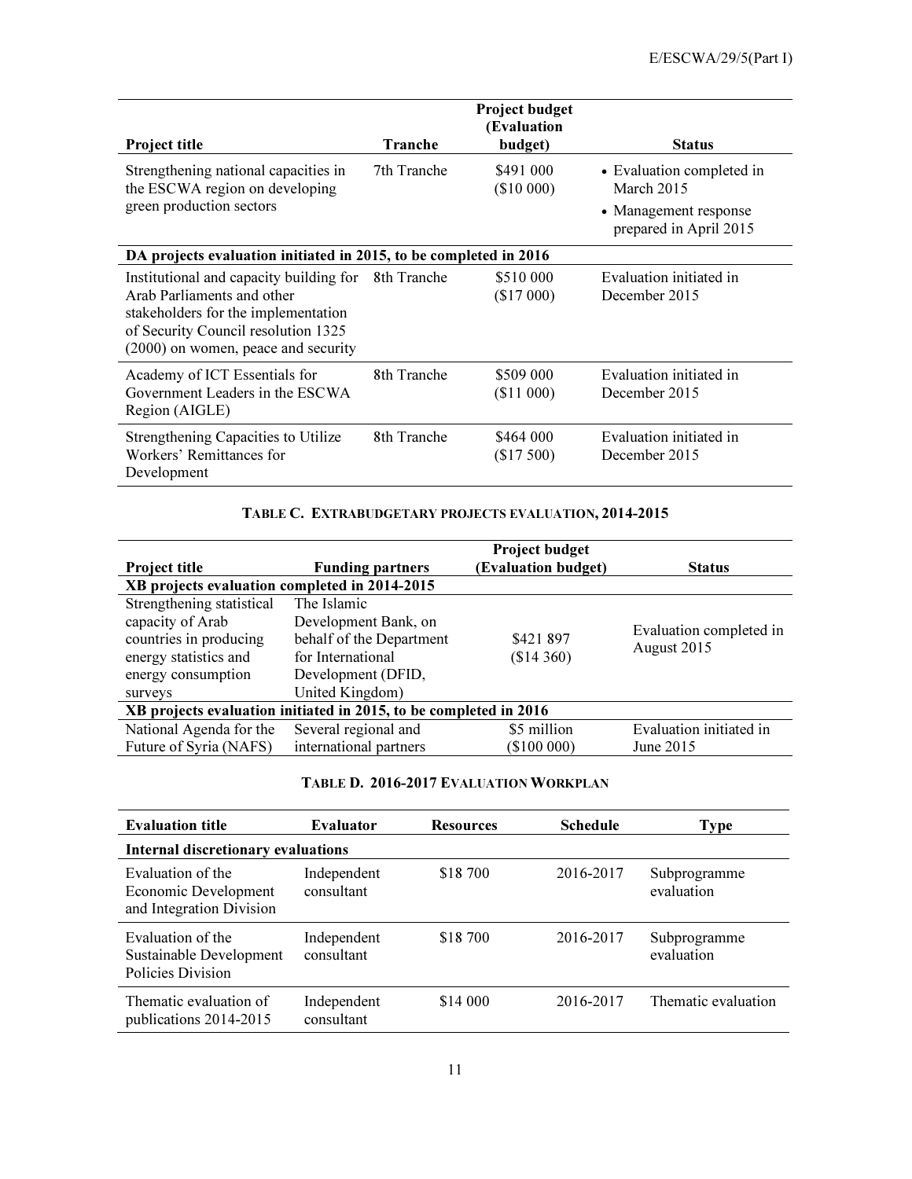| Project title | Tranche | Project budget (Evaluation budget) | Status |
|---|---|---|---|
| Strengthening national capacities in the ESCWA region on developing green production sectors | 7th Tranche | \$491 000 (\$10 000) | • Evaluation completed in March 2015<br>• Management response prepared in April 2015 |
| **DA projects evaluation initiated in 2015, to be completed in 2016** | | | |
| Institutional and capacity building for Arab Parliaments and other stakeholders for the implementation of Security Council resolution 1325 (2000) on women, peace and security | 8th Tranche | \$510 000 (\$17 000) | Evaluation initiated in December 2015 |
| Academy of ICT Essentials for Government Leaders in the ESCWA Region (AIGLE) | 8th Tranche | \$509 000 (\$11 000) | Evaluation initiated in December 2015 |
| Strengthening Capacities to Utilize Workers' Remittances for Development | 8th Tranche | \$464 000 (\$17 500) | Evaluation initiated in December 2015 |

### TABLE C. EXTRABUDGETARY PROJECTS EVALUATION, 2014-2015

| Project title | Funding partners | Project budget (Evaluation budget) | Status |
|---|---|---|---|
| **XB projects evaluation completed in 2014-2015** | | | |
| Strengthening statistical capacity of Arab countries in producing energy statistics and energy consumption surveys | The Islamic Development Bank, on behalf of the Department for International Development (DFID, United Kingdom) | \$421 897 (\$14 360) | Evaluation completed in August 2015 |
| **XB projects evaluation initiated in 2015, to be completed in 2016** | | | |
| National Agenda for the Future of Syria (NAFS) | Several regional and international partners | \$5 million (\$100 000) | Evaluation initiated in June 2015 |

### TABLE D. 2016-2017 EVALUATION WORKPLAN

| Evaluation title | Evaluator | Resources | Schedule | Type |
|---|---|---|---|---|
| **Internal discretionary evaluations** | | | | |
| Evaluation of the Economic Development and Integration Division | Independent consultant | \$18 700 | 2016-2017 | Subprogramme evaluation |
| Evaluation of the Sustainable Development Policies Division | Independent consultant | \$18 700 | 2016-2017 | Subprogramme evaluation |
| Thematic evaluation of publications 2014-2015 | Independent consultant | \$14 000 | 2016-2017 | Thematic evaluation |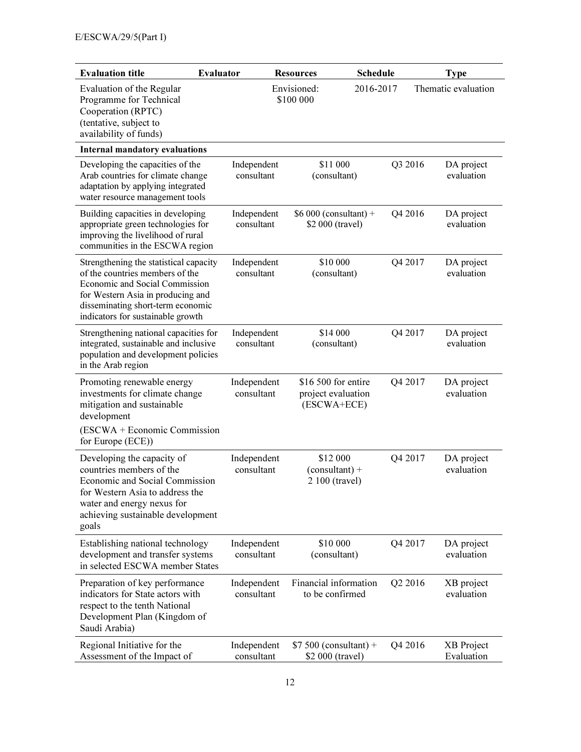| Evaluation title | Evaluator | Resources | Schedule | Type |
|---|---|---|---|---|
| Evaluation of the Regular Programme for Technical Cooperation (RPTC) (tentative, subject to availability of funds) | | Envisioned: $100 000 | 2016-2017 | Thematic evaluation |
| **Internal mandatory evaluations** | | | | |
| Developing the capacities of the Arab countries for climate change adaptation by applying integrated water resource management tools | Independent consultant | $11 000 (consultant) | Q3 2016 | DA project evaluation |
| Building capacities in developing appropriate green technologies for improving the livelihood of rural communities in the ESCWA region | Independent consultant | $6 000 (consultant) + $2 000 (travel) | Q4 2016 | DA project evaluation |
| Strengthening the statistical capacity of the countries members of the Economic and Social Commission for Western Asia in producing and disseminating short-term economic indicators for sustainable growth | Independent consultant | $10 000 (consultant) | Q4 2017 | DA project evaluation |
| Strengthening national capacities for integrated, sustainable and inclusive population and development policies in the Arab region | Independent consultant | $14 000 (consultant) | Q4 2017 | DA project evaluation |
| Promoting renewable energy investments for climate change mitigation and sustainable development (ESCWA + Economic Commission for Europe (ECE)) | Independent consultant | $16 500 for entire project evaluation (ESCWA+ECE) | Q4 2017 | DA project evaluation |
| Developing the capacity of countries members of the Economic and Social Commission for Western Asia to address the water and energy nexus for achieving sustainable development goals | Independent consultant | $12 000 (consultant) + 2 100 (travel) | Q4 2017 | DA project evaluation |
| Establishing national technology development and transfer systems in selected ESCWA member States | Independent consultant | $10 000 (consultant) | Q4 2017 | DA project evaluation |
| Preparation of key performance indicators for State actors with respect to the tenth National Development Plan (Kingdom of Saudi Arabia) | Independent consultant | Financial information to be confirmed | Q2 2016 | XB project evaluation |
| Regional Initiative for the Assessment of the Impact of | Independent consultant | $7 500 (consultant) + $2 000 (travel) | Q4 2016 | XB Project Evaluation |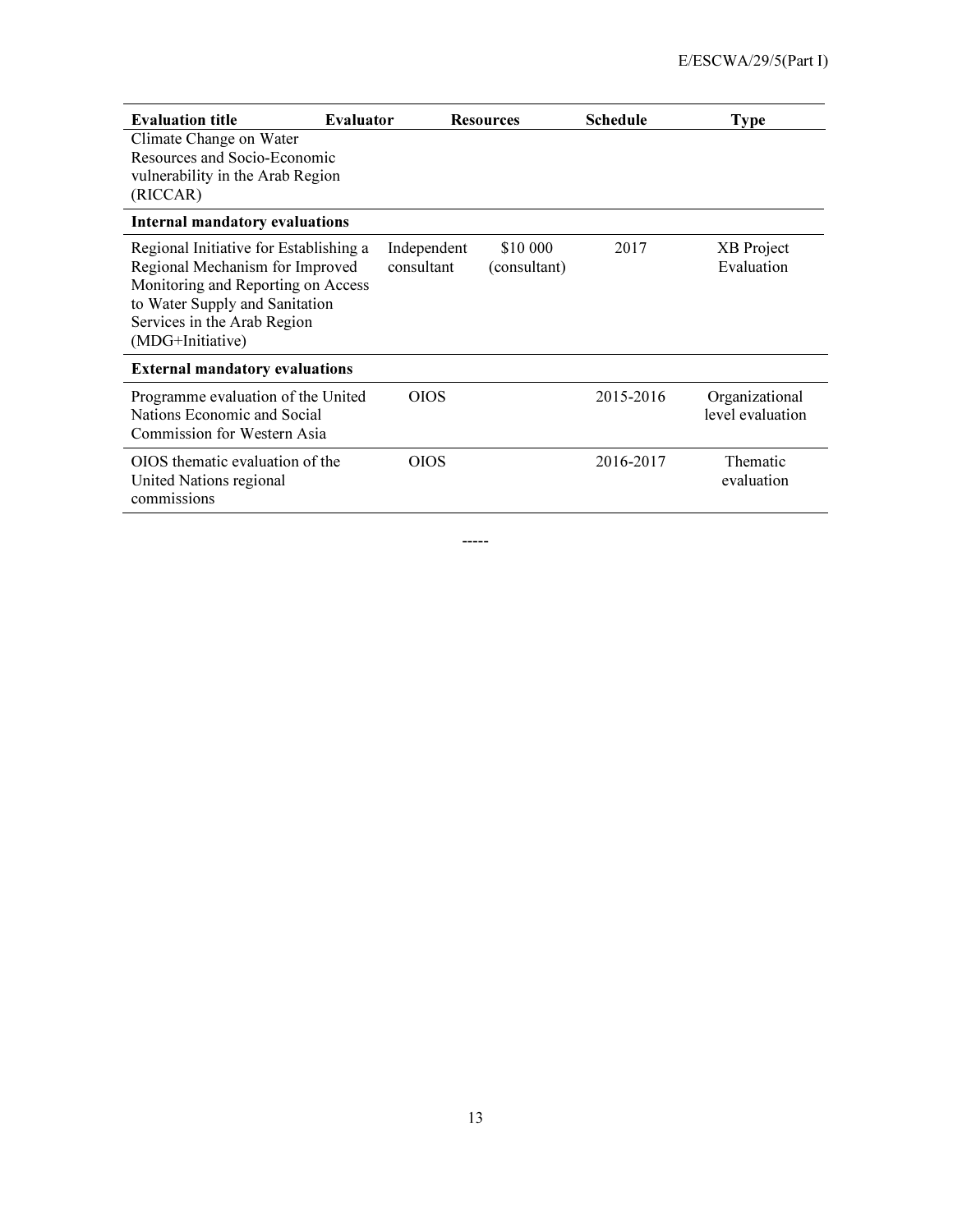| Evaluation title | Evaluator | Resources | Schedule | Type |
|---|---|---|---|---|
| Climate Change on Water Resources and Socio-Economic vulnerability in the Arab Region (RICCAR) | | | | |
| **Internal mandatory evaluations** | | | | |
| Regional Initiative for Establishing a Regional Mechanism for Improved Monitoring and Reporting on Access to Water Supply and Sanitation Services in the Arab Region (MDG+Initiative) | Independent consultant | \$10 000 (consultant) | 2017 | XB Project Evaluation |
| **External mandatory evaluations** | | | | |
| Programme evaluation of the United Nations Economic and Social Commission for Western Asia | OIOS | | 2015-2016 | Organizational level evaluation |
| OIOS thematic evaluation of the United Nations regional commissions | OIOS | | 2016-2017 | Thematic evaluation |

-----